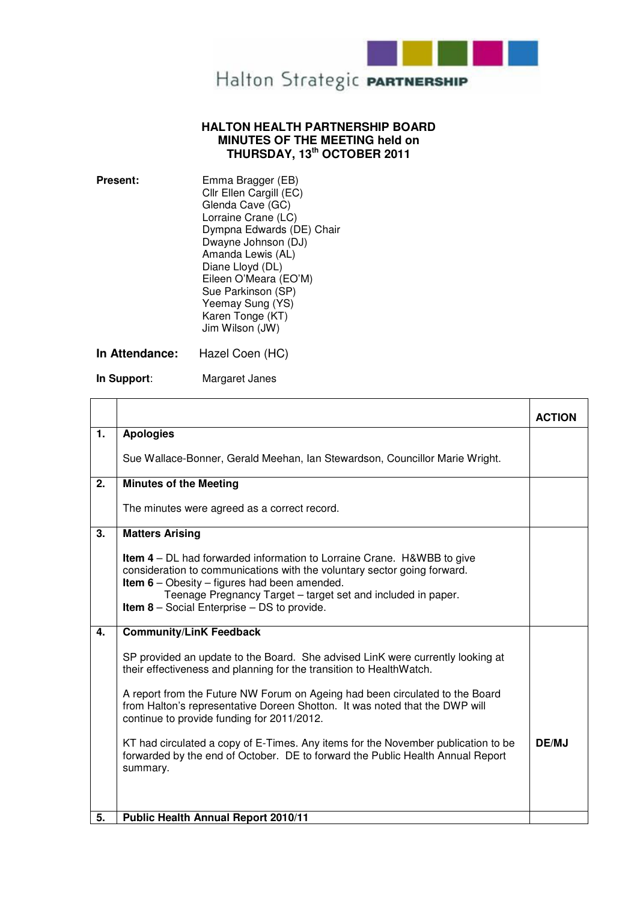Halton Strategic **PARTNERSHIP**

# HALTON HEALTH PARTNERSHIP BOARD
## MINUTES OF THE MEETING held on THURSDAY, 13th OCTOBER 2011

**Present:**

Emma Bragger (EB)
Cllr Ellen Cargill (EC)
Glenda Cave (GC)
Lorraine Crane (LC)
Dympna Edwards (DE) Chair
Dwayne Johnson (DJ)
Amanda Lewis (AL)
Diane Lloyd (DL)
Eileen O'Meara (EO'M)
Sue Parkinson (SP)
Yeemay Sung (YS)
Karen Tonge (KT)
Jim Wilson (JW)

**In Attendance:** Hazel Coen (HC)

**In Support:** Margaret Janes

| | | **ACTION** |
|---|---|---|
| **1.** | **Apologies**<br><br>Sue Wallace-Bonner, Gerald Meehan, Ian Stewardson, Councillor Marie Wright. | |
| **2.** | **Minutes of the Meeting**<br><br>The minutes were agreed as a correct record. | |
| **3.** | **Matters Arising**<br><br>**Item 4** – DL had forwarded information to Lorraine Crane. H&WBB to give consideration to communications with the voluntary sector going forward.<br>**Item 6** – Obesity – figures had been amended.<br>Teenage Pregnancy Target – target set and included in paper.<br>**Item 8** – Social Enterprise – DS to provide. | |
| **4.** | **Community/LinK Feedback**<br><br>SP provided an update to the Board. She advised LinK were currently looking at their effectiveness and planning for the transition to HealthWatch.<br><br>A report from the Future NW Forum on Ageing had been circulated to the Board from Halton's representative Doreen Shotton. It was noted that the DWP will continue to provide funding for 2011/2012.<br><br>KT had circulated a copy of E-Times. Any items for the November publication to be forwarded by the end of October. DE to forward the Public Health Annual Report summary. | **DE/MJ** |
| **5.** | **Public Health Annual Report 2010/11** | |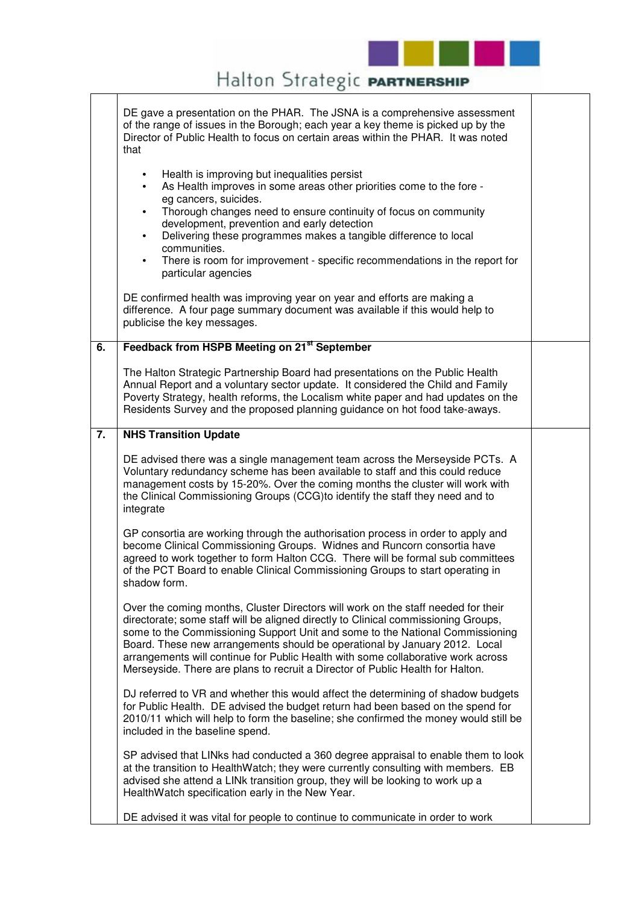| | | |
|---|---|---|
| | DE gave a presentation on the PHAR. The JSNA is a comprehensive assessment of the range of issues in the Borough; each year a key theme is picked up by the Director of Public Health to focus on certain areas within the PHAR. It was noted that<br><br>• Health is improving but inequalities persist<br>• As Health improves in some areas other priorities come to the fore - eg cancers, suicides.<br>• Thorough changes need to ensure continuity of focus on community development, prevention and early detection<br>• Delivering these programmes makes a tangible difference to local communities.<br>• There is room for improvement - specific recommendations in the report for particular agencies<br><br>DE confirmed health was improving year on year and efforts are making a difference. A four page summary document was available if this would help to publicise the key messages. | |
| **6.** | **Feedback from HSPB Meeting on 21st September**<br><br>The Halton Strategic Partnership Board had presentations on the Public Health Annual Report and a voluntary sector update. It considered the Child and Family Poverty Strategy, health reforms, the Localism white paper and had updates on the Residents Survey and the proposed planning guidance on hot food take-aways. | |
| **7.** | **NHS Transition Update**<br><br>DE advised there was a single management team across the Merseyside PCTs. A Voluntary redundancy scheme has been available to staff and this could reduce management costs by 15-20%. Over the coming months the cluster will work with the Clinical Commissioning Groups (CCG)to identify the staff they need and to integrate<br><br>GP consortia are working through the authorisation process in order to apply and become Clinical Commissioning Groups. Widnes and Runcorn consortia have agreed to work together to form Halton CCG. There will be formal sub committees of the PCT Board to enable Clinical Commissioning Groups to start operating in shadow form.<br><br>Over the coming months, Cluster Directors will work on the staff needed for their directorate; some staff will be aligned directly to Clinical commissioning Groups, some to the Commissioning Support Unit and some to the National Commissioning Board. These new arrangements should be operational by January 2012. Local arrangements will continue for Public Health with some collaborative work across Merseyside. There are plans to recruit a Director of Public Health for Halton.<br><br>DJ referred to VR and whether this would affect the determining of shadow budgets for Public Health. DE advised the budget return had been based on the spend for 2010/11 which will help to form the baseline; she confirmed the money would still be included in the baseline spend.<br><br>SP advised that LINks had conducted a 360 degree appraisal to enable them to look at the transition to HealthWatch; they were currently consulting with members. EB advised she attend a LINk transition group, they will be looking to work up a HealthWatch specification early in the New Year.<br><br>DE advised it was vital for people to continue to communicate in order to work | |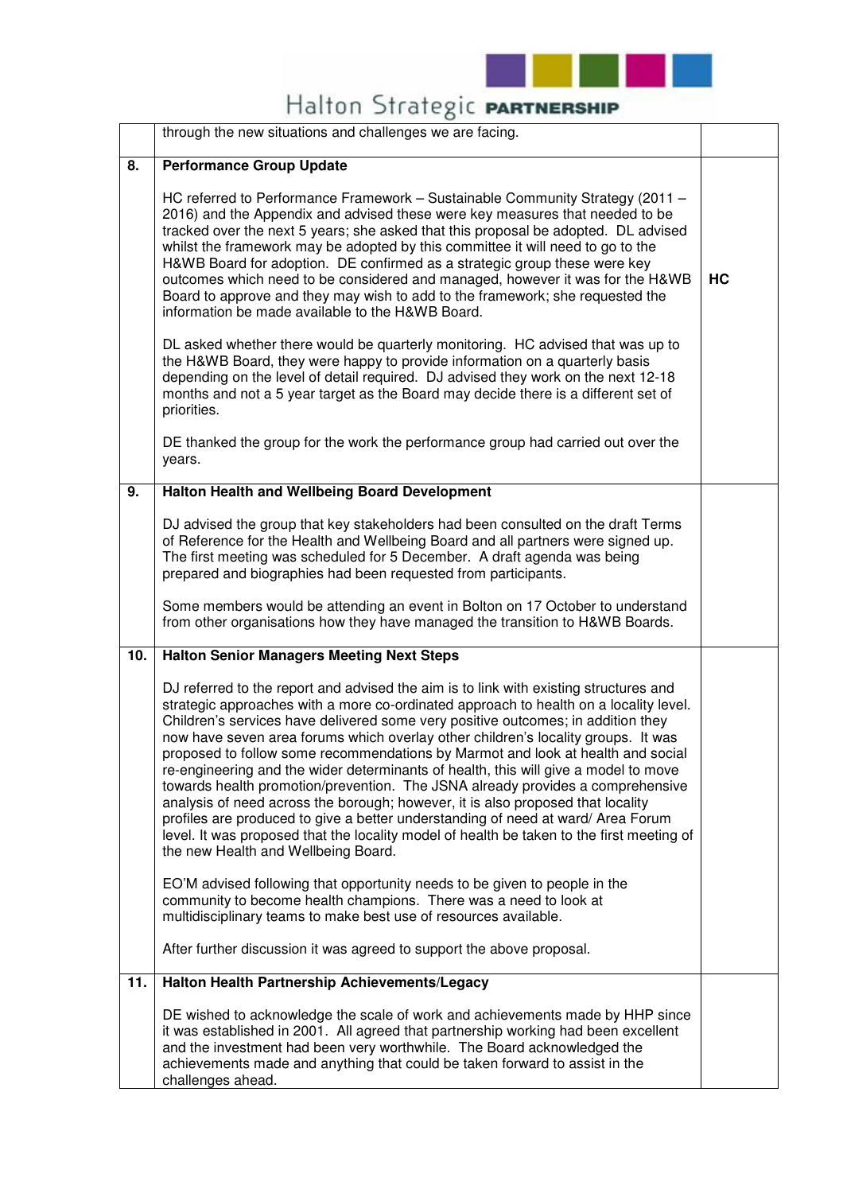| | | |
|---|---|---|
| | through the new situations and challenges we are facing. | |
| **8.** | **Performance Group Update**<br><br>HC referred to Performance Framework – Sustainable Community Strategy (2011 – 2016) and the Appendix and advised these were key measures that needed to be tracked over the next 5 years; she asked that this proposal be adopted. DL advised whilst the framework may be adopted by this committee it will need to go to the H&WB Board for adoption. DE confirmed as a strategic group these were key outcomes which need to be considered and managed, however it was for the H&WB Board to approve and they may wish to add to the framework; she requested the information be made available to the H&WB Board.<br><br>DL asked whether there would be quarterly monitoring. HC advised that was up to the H&WB Board, they were happy to provide information on a quarterly basis depending on the level of detail required. DJ advised they work on the next 12-18 months and not a 5 year target as the Board may decide there is a different set of priorities.<br><br>DE thanked the group for the work the performance group had carried out over the years. | **HC** |
| **9.** | **Halton Health and Wellbeing Board Development**<br><br>DJ advised the group that key stakeholders had been consulted on the draft Terms of Reference for the Health and Wellbeing Board and all partners were signed up. The first meeting was scheduled for 5 December. A draft agenda was being prepared and biographies had been requested from participants.<br><br>Some members would be attending an event in Bolton on 17 October to understand from other organisations how they have managed the transition to H&WB Boards. | |
| **10.** | **Halton Senior Managers Meeting Next Steps**<br><br>DJ referred to the report and advised the aim is to link with existing structures and strategic approaches with a more co-ordinated approach to health on a locality level. Children's services have delivered some very positive outcomes; in addition they now have seven area forums which overlay other children's locality groups. It was proposed to follow some recommendations by Marmot and look at health and social re-engineering and the wider determinants of health, this will give a model to move towards health promotion/prevention. The JSNA already provides a comprehensive analysis of need across the borough; however, it is also proposed that locality profiles are produced to give a better understanding of need at ward/ Area Forum level. It was proposed that the locality model of health be taken to the first meeting of the new Health and Wellbeing Board.<br><br>EO'M advised following that opportunity needs to be given to people in the community to become health champions. There was a need to look at multidisciplinary teams to make best use of resources available.<br><br>After further discussion it was agreed to support the above proposal. | |
| **11.** | **Halton Health Partnership Achievements/Legacy**<br><br>DE wished to acknowledge the scale of work and achievements made by HHP since it was established in 2001. All agreed that partnership working had been excellent and the investment had been very worthwhile. The Board acknowledged the achievements made and anything that could be taken forward to assist in the challenges ahead. | |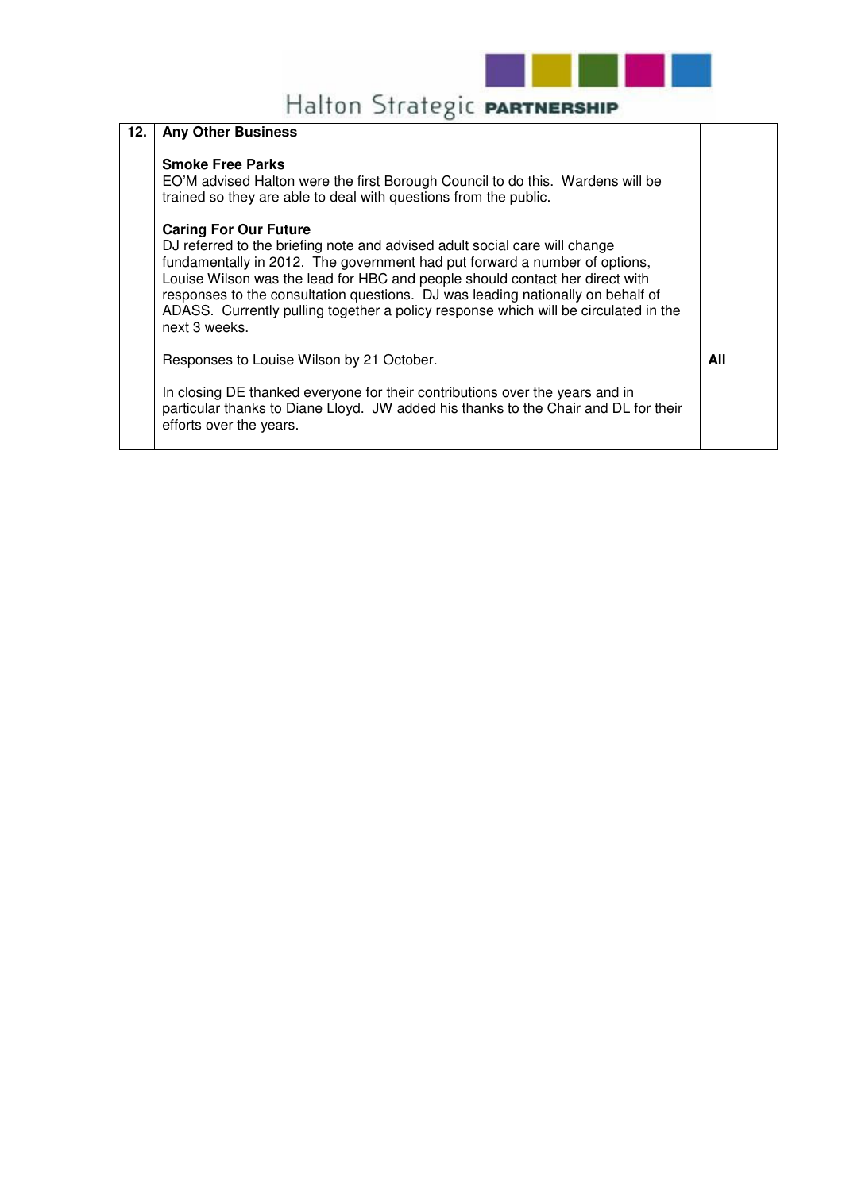| | | |
|---|---|---|
| 12. | **Any Other Business**<br><br>**Smoke Free Parks**<br>EO'M advised Halton were the first Borough Council to do this. Wardens will be trained so they are able to deal with questions from the public.<br><br>**Caring For Our Future**<br>DJ referred to the briefing note and advised adult social care will change fundamentally in 2012. The government had put forward a number of options, Louise Wilson was the lead for HBC and people should contact her direct with responses to the consultation questions. DJ was leading nationally on behalf of ADASS. Currently pulling together a policy response which will be circulated in the next 3 weeks.<br><br>Responses to Louise Wilson by 21 October.<br><br>In closing DE thanked everyone for their contributions over the years and in particular thanks to Diane Lloyd. JW added his thanks to the Chair and DL for their efforts over the years. | <br><br><br><br><br><br><br><br><br><br><br><br>**All** |